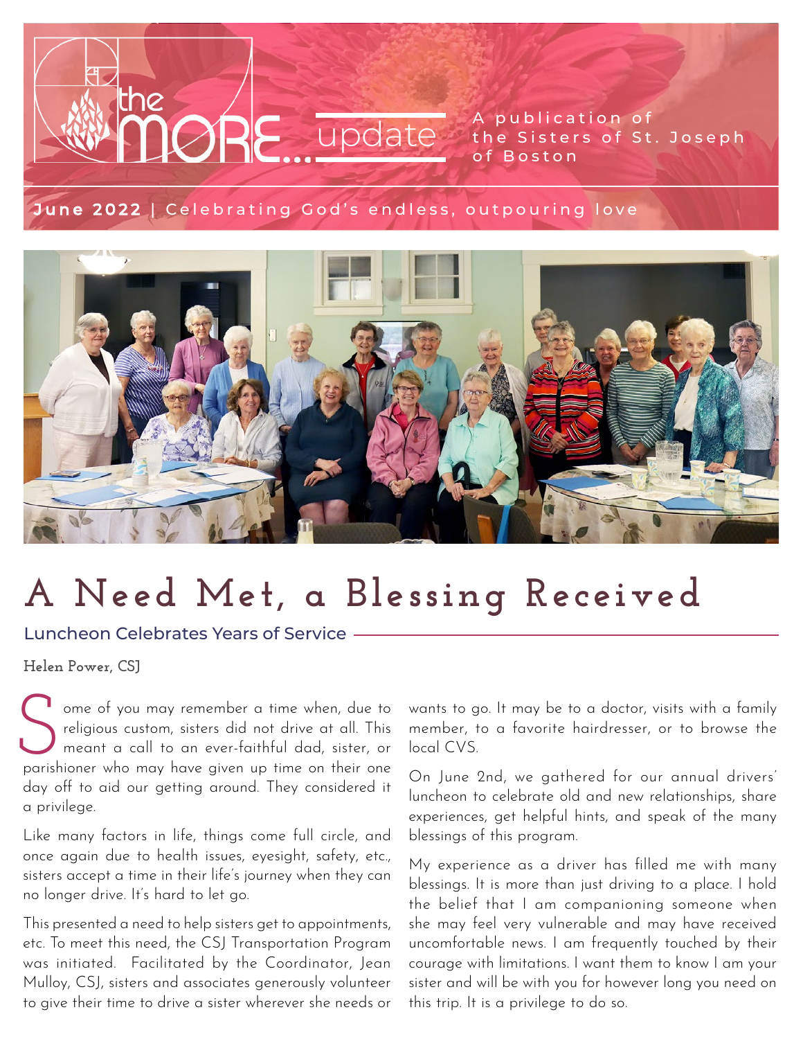# the MORE... update

A publication of the Sisters of St. Joseph of Boston

**June 2022** | Celebrating God's endless, outpouring love

# A Need Met, a Blessing Received

## Luncheon Celebrates Years of Service

**Helen Power, CSJ**

Some of you may remember a time when, due to religious custom, sisters did not drive at all. This meant a call to an ever-faithful dad, sister, or parishioner who may have given up time on their one day off to aid our getting around. They considered it a privilege.

Like many factors in life, things come full circle, and once again due to health issues, eyesight, safety, etc., sisters accept a time in their life's journey when they can no longer drive. It's hard to let go.

This presented a need to help sisters get to appointments, etc. To meet this need, the CSJ Transportation Program was initiated. Facilitated by the Coordinator, Jean Mulloy, CSJ, sisters and associates generously volunteer to give their time to drive a sister wherever she needs or wants to go. It may be to a doctor, visits with a family member, to a favorite hairdresser, or to browse the local CVS.

On June 2nd, we gathered for our annual drivers' luncheon to celebrate old and new relationships, share experiences, get helpful hints, and speak of the many blessings of this program.

My experience as a driver has filled me with many blessings. It is more than just driving to a place. I hold the belief that I am companioning someone when she may feel very vulnerable and may have received uncomfortable news. I am frequently touched by their courage with limitations. I want them to know I am your sister and will be with you for however long you need on this trip. It is a privilege to do so.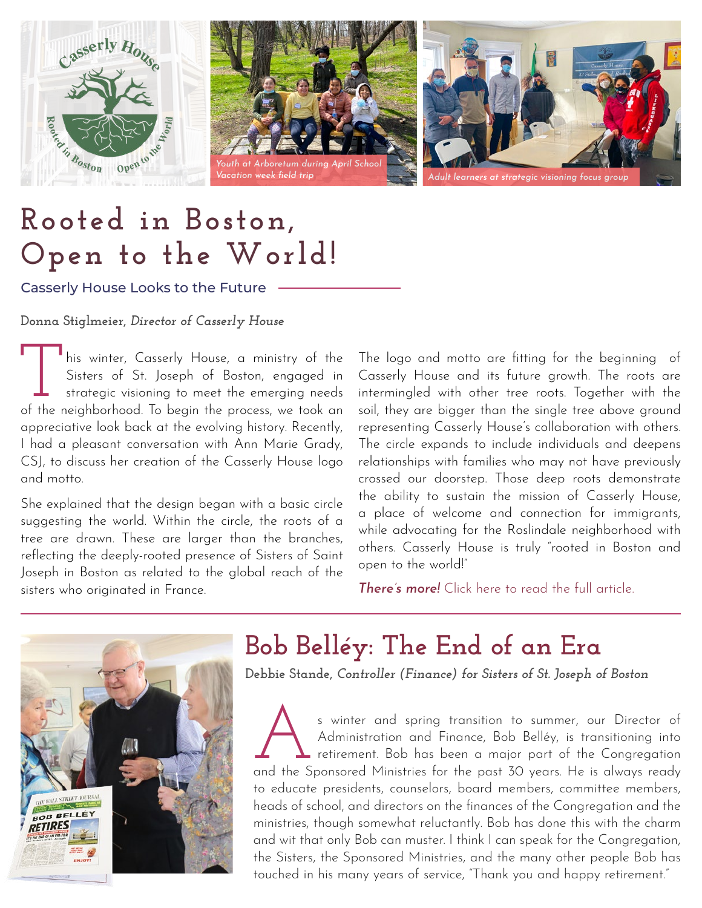Youth at Arboretum during April School Vacation week field trip

Adult learners at strategic visioning focus group

# Rooted in Boston, Open to the World!

## Casserly House Looks to the Future

**Donna Stiglmeier,** ***Director of Casserly House***

This winter, Casserly House, a ministry of the Sisters of St. Joseph of Boston, engaged in strategic visioning to meet the emerging needs of the neighborhood. To begin the process, we took an appreciative look back at the evolving history. Recently, I had a pleasant conversation with Ann Marie Grady, CSJ, to discuss her creation of the Casserly House logo and motto.

She explained that the design began with a basic circle suggesting the world. Within the circle, the roots of a tree are drawn. These are larger than the branches, reflecting the deeply-rooted presence of Sisters of Saint Joseph in Boston as related to the global reach of the sisters who originated in France.

The logo and motto are fitting for the beginning of Casserly House and its future growth. The roots are intermingled with other tree roots. Together with the soil, they are bigger than the single tree above ground representing Casserly House's collaboration with others. The circle expands to include individuals and deepens relationships with families who may not have previously crossed our doorstep. Those deep roots demonstrate the ability to sustain the mission of Casserly House, a place of welcome and connection for immigrants, while advocating for the Roslindale neighborhood with others. Casserly House is truly "rooted in Boston and open to the world!"

***There's more!*** Click here to read the full article.

# Bob Belléy: The End of an Era

**Debbie Stande,** ***Controller (Finance) for Sisters of St. Joseph of Boston***

As winter and spring transition to summer, our Director of Administration and Finance, Bob Belléy, is transitioning into retirement. Bob has been a major part of the Congregation and the Sponsored Ministries for the past 30 years. He is always ready to educate presidents, counselors, board members, committee members, heads of school, and directors on the finances of the Congregation and the ministries, though somewhat reluctantly. Bob has done this with the charm and wit that only Bob can muster. I think I can speak for the Congregation, the Sisters, the Sponsored Ministries, and the many other people Bob has touched in his many years of service, "Thank you and happy retirement."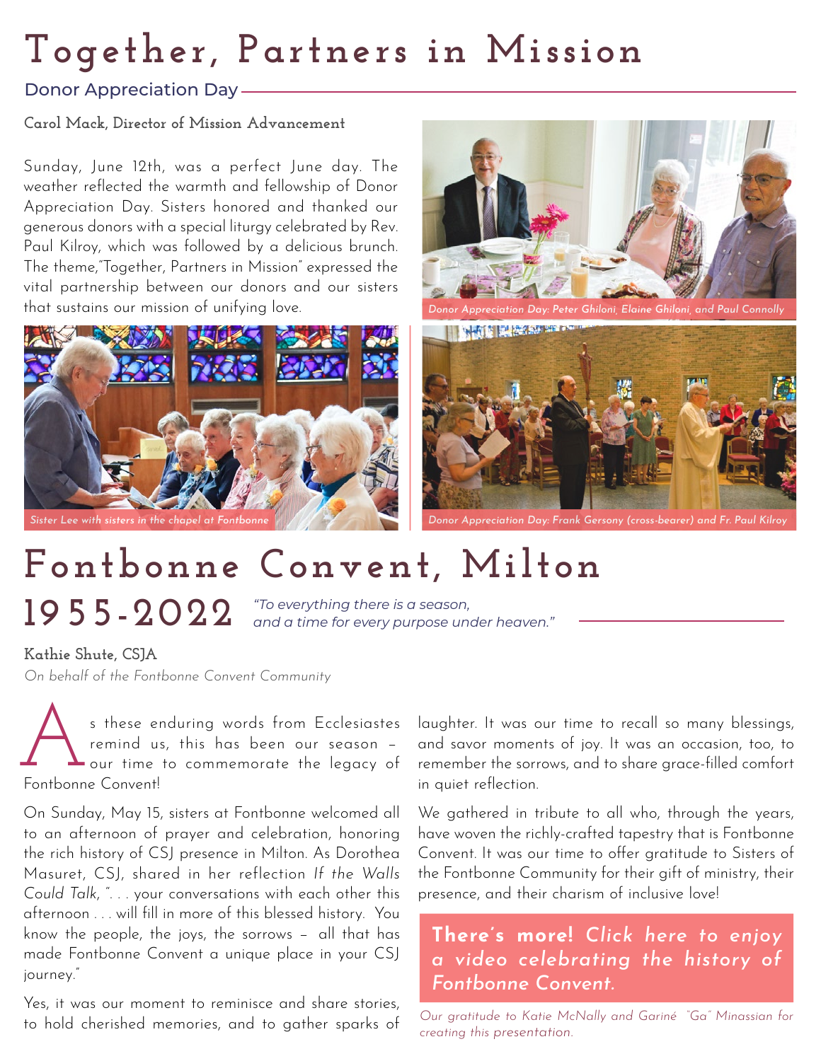# Together, Partners in Mission

## Donor Appreciation Day

**Carol Mack, Director of Mission Advancement**

Sunday, June 12th, was a perfect June day. The weather reflected the warmth and fellowship of Donor Appreciation Day. Sisters honored and thanked our generous donors with a special liturgy celebrated by Rev. Paul Kilroy, which was followed by a delicious brunch. The theme,"Together, Partners in Mission" expressed the vital partnership between our donors and our sisters that sustains our mission of unifying love.

*Donor Appreciation Day: Peter Ghiloni, Elaine Ghiloni, and Paul Connolly*

*Sister Lee with sisters in the chapel at Fontbonne*

*Donor Appreciation Day: Frank Gersony (cross-bearer) and Fr. Paul Kilroy*

# Fontbonne Convent, Milton 1955-2022

*"To everything there is a season, and a time for every purpose under heaven."*

**Kathie Shute, CSJA**

*On behalf of the Fontbonne Convent Community*

As these enduring words from Ecclesiastes remind us, this has been our season – our time to commemorate the legacy of Fontbonne Convent!

On Sunday, May 15, sisters at Fontbonne welcomed all to an afternoon of prayer and celebration, honoring the rich history of CSJ presence in Milton. As Dorothea Masuret, CSJ, shared in her reflection *If the Walls Could Talk*, ". . . your conversations with each other this afternoon . . . will fill in more of this blessed history. You know the people, the joys, the sorrows – all that has made Fontbonne Convent a unique place in your CSJ journey."

Yes, it was our moment to reminisce and share stories, to hold cherished memories, and to gather sparks of laughter. It was our time to recall so many blessings, and savor moments of joy. It was an occasion, too, to remember the sorrows, and to share grace-filled comfort in quiet reflection.

We gathered in tribute to all who, through the years, have woven the richly-crafted tapestry that is Fontbonne Convent. It was our time to offer gratitude to Sisters of the Fontbonne Community for their gift of ministry, their presence, and their charism of inclusive love!

**There's more!** ***Click here to enjoy a video celebrating the history of Fontbonne Convent.***

*Our gratitude to Katie McNally and Gariné "Ga" Minassian for creating this presentation.*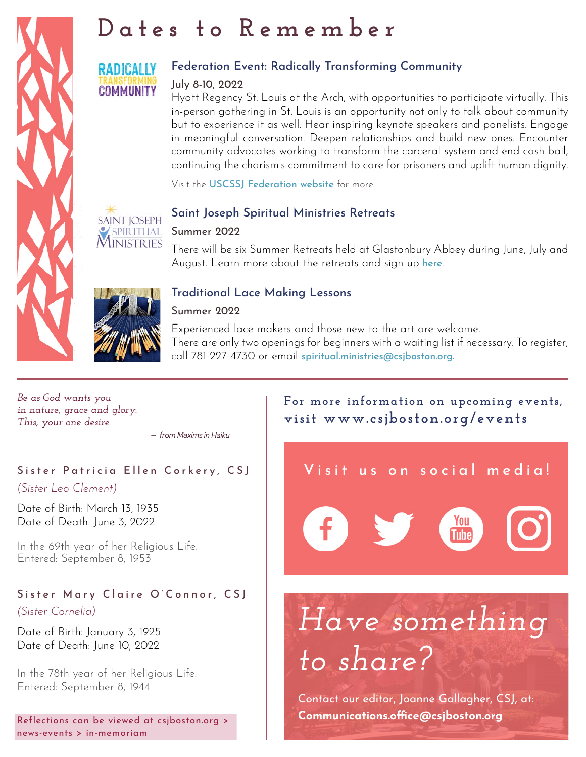# Dates to Remember

### Federation Event: Radically Transforming Community

**July 8-10, 2022**

Hyatt Regency St. Louis at the Arch, with opportunities to participate virtually. This in-person gathering in St. Louis is an opportunity not only to talk about community but to experience it as well. Hear inspiring keynote speakers and panelists. Engage in meaningful conversation. Deepen relationships and build new ones. Encounter community advocates working to transform the carceral system and end cash bail, continuing the charism's commitment to care for prisoners and uplift human dignity.

Visit the **USCSSJ Federation website** for more.

### Saint Joseph Spiritual Ministries Retreats

**Summer 2022**

There will be six Summer Retreats held at Glastonbury Abbey during June, July and August. Learn more about the retreats and sign up **here**.

### Traditional Lace Making Lessons

**Summer 2022**

Experienced lace makers and those new to the art are welcome.
There are only two openings for beginners with a waiting list if necessary. To register, call 781-227-4730 or email **spiritual.ministries@csjboston.org**.

---

*Be as God wants you*
*in nature, grace and glory.*
*This, your one desire*

*— from Maxims in Haiku*

### Sister Patricia Ellen Corkery, CSJ

*(Sister Leo Clement)*

Date of Birth: March 13, 1935
Date of Death: June 3, 2022

In the 69th year of her Religious Life.
Entered: September 8, 1953

### Sister Mary Claire O'Connor, CSJ

*(Sister Cornelia)*

Date of Birth: January 3, 1925
Date of Death: June 10, 2022

In the 78th year of her Religious Life.
Entered: September 8, 1944

Reflections can be viewed at csjboston.org > news-events > in-memoriam

**For more information on upcoming events, visit www.csjboston.org/events**

**Visit us on social media!**

*Have something to share?*

Contact our editor, Joanne Gallagher, CSJ, at:
**Communications.office@csjboston.org**